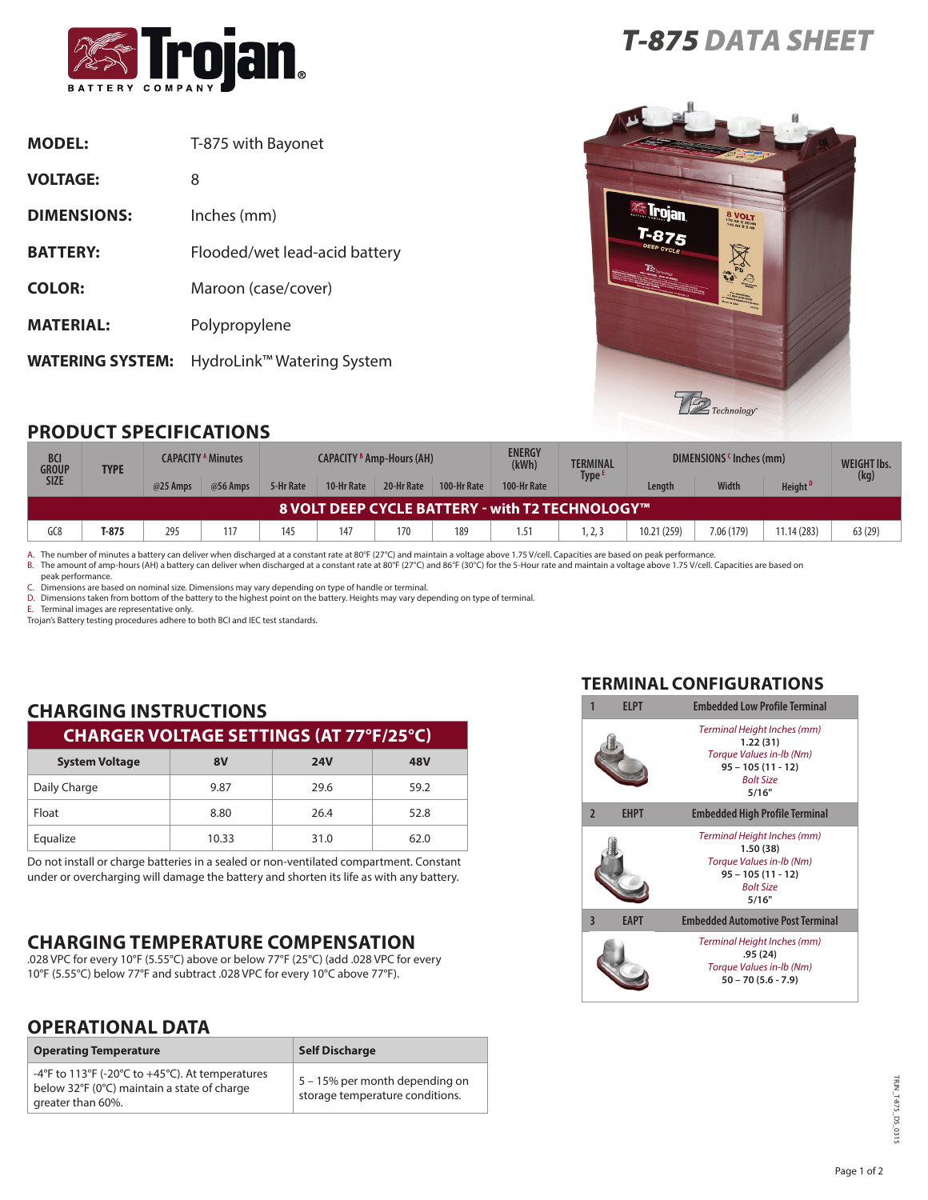# T-875 DATA SHEET

**MODEL:** T-875 with Bayonet

**VOLTAGE:** 8

**DIMENSIONS:** Inches (mm)

**BATTERY:** Flooded/wet lead-acid battery

**COLOR:** Maroon (case/cover)

**MATERIAL:** Polypropylene

**WATERING SYSTEM:** HydroLink™ Watering System

## PRODUCT SPECIFICATIONS

| BCI GROUP SIZE | TYPE | CAPACITY [A] Minutes | | CAPACITY [B] Amp-Hours (AH) | | | | ENERGY (kWh) | TERMINAL Type [E] | DIMENSIONS [C] Inches (mm) | | | WEIGHT lbs. (kg) |
|---|---|---|---|---|---|---|---|---|---|---|---|---|---|
| | | @25 Amps | @56 Amps | 5-Hr Rate | 10-Hr Rate | 20-Hr Rate | 100-Hr Rate | 100-Hr Rate | | Length | Width | Height [D] | |
| **8 VOLT DEEP CYCLE BATTERY - with T2 TECHNOLOGY™** | | | | | | | | | | | | | |
| GC8 | **T-875** | 295 | 117 | 145 | 147 | 170 | 189 | 1.51 | 1, 2, 3 | 10.21 (259) | 7.06 (179) | 11.14 (283) | 63 (29) |

A. The number of minutes a battery can deliver when discharged at a constant rate at 80°F (27°C) and maintain a voltage above 1.75 V/cell. Capacities are based on peak performance.
B. The amount of amp-hours (AH) a battery can deliver when discharged at a constant rate at 80°F (27°C) and 86°F (30°C) for the 5-Hour rate and maintain a voltage above 1.75 V/cell. Capacities are based on peak performance.
C. Dimensions are based on nominal size. Dimensions may vary depending on type of handle or terminal.
D. Dimensions taken from bottom of the battery to the highest point on the battery. Heights may vary depending on type of terminal.
E. Terminal images are representative only.
Trojan's Battery testing procedures adhere to both BCI and IEC test standards.

## CHARGING INSTRUCTIONS

| CHARGER VOLTAGE SETTINGS (AT 77°F/25°C) | | | |
|---|---|---|---|
| **System Voltage** | **8V** | **24V** | **48V** |
| Daily Charge | 9.87 | 29.6 | 59.2 |
| Float | 8.80 | 26.4 | 52.8 |
| Equalize | 10.33 | 31.0 | 62.0 |

Do not install or charge batteries in a sealed or non-ventilated compartment. Constant under or overcharging will damage the battery and shorten its life as with any battery.

## CHARGING TEMPERATURE COMPENSATION

.028 VPC for every 10°F (5.55°C) above or below 77°F (25°C) (add .028 VPC for every 10°F (5.55°C) below 77°F and subtract .028 VPC for every 10°C above 77°F).

## OPERATIONAL DATA

| Operating Temperature | Self Discharge |
|---|---|
| -4°F to 113°F (-20°C to +45°C). At temperatures below 32°F (0°C) maintain a state of charge greater than 60%. | 5 – 15% per month depending on storage temperature conditions. |

## TERMINAL CONFIGURATIONS

| | | |
|---|---|---|
| **1** | **ELPT** | **Embedded Low Profile Terminal** |
| | | *Terminal Height Inches (mm)* **1.22 (31)** *Torque Values in-lb (Nm)* **95 – 105 (11 - 12)** *Bolt Size* **5/16"** |
| **2** | **EHPT** | **Embedded High Profile Terminal** |
| | | *Terminal Height Inches (mm)* **1.50 (38)** *Torque Values in-lb (Nm)* **95 – 105 (11 - 12)** *Bolt Size* **5/16"** |
| **3** | **EAPT** | **Embedded Automotive Post Terminal** |
| | | *Terminal Height Inches (mm)* **.95 (24)** *Torque Values in-lb (Nm)* **50 – 70 (5.6 - 7.9)** |

TRJN_T-875_DS_0315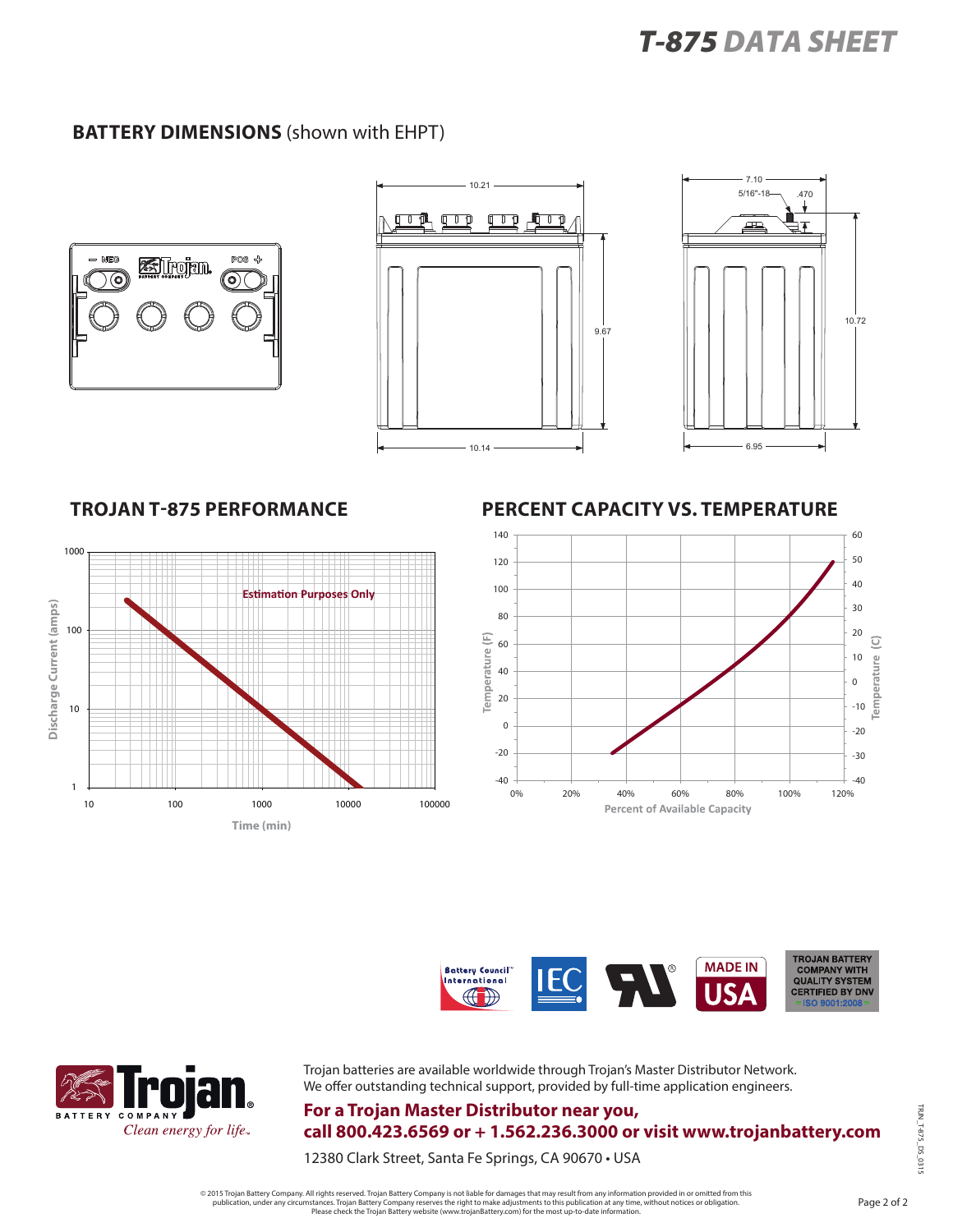# T-875 DATA SHEET

## BATTERY DIMENSIONS (shown with EHPT)

— NEG
POS +

10.21
9.67
10.14

7.10
5/16"-18
.470
10.72
6.95

## TROJAN T-875 PERFORMANCE

Estimation Purposes Only

Discharge Current (amps)

1000
100
10
1

10
100
1000
10000
100000

Time (min)

## PERCENT CAPACITY VS. TEMPERATURE

Temperature (F)

140
120
100
80
60
40
20
0
-20
-40

Temperature (C)

60
50
40
30
20
10
0
-10
-20
-30
-40

0%
20%
40%
60%
80%
100%
120%

Percent of Available Capacity

Battery Council International

IEC

MADE IN USA

TROJAN BATTERY COMPANY WITH QUALITY SYSTEM CERTIFIED BY DNV
= ISO 9001:2008 =

Trojan BATTERY COMPANY
*Clean energy for life.*

Trojan batteries are available worldwide through Trojan's Master Distributor Network.
We offer outstanding technical support, provided by full-time application engineers.

**For a Trojan Master Distributor near you,**
**call 800.423.6569 or + 1.562.236.3000 or visit www.trojanbattery.com**

12380 Clark Street, Santa Fe Springs, CA 90670 • USA

TRJN_T-875_DS_0315

© 2015 Trojan Battery Company. All rights reserved. Trojan Battery Company is not liable for damages that may result from any information provided in or omitted from this publication, under any circumstances. Trojan Battery Company reserves the right to make adjustments to this publication at any time, without notices or obligation. Please check the Trojan Battery website (www.trojanBattery.com) for the most up-to-date information.